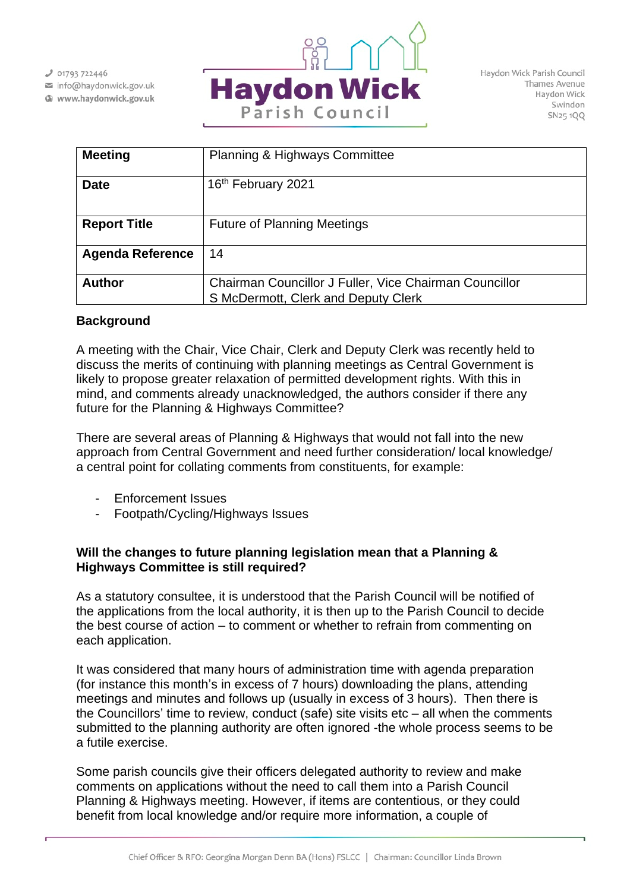01793 722446
info@haydonwick.gov.uk
www.haydonwick.gov.uk

**Haydon Wick Parish Council**

Haydon Wick Parish Council
Thames Avenue
Haydon Wick
Swindon
SN25 1QQ

| | |
|---|---|
| **Meeting** | Planning & Highways Committee |
| **Date** | 16th February 2021 |
| **Report Title** | Future of Planning Meetings |
| **Agenda Reference** | 14 |
| **Author** | Chairman Councillor J Fuller, Vice Chairman Councillor S McDermott, Clerk and Deputy Clerk |

**Background**

A meeting with the Chair, Vice Chair, Clerk and Deputy Clerk was recently held to discuss the merits of continuing with planning meetings as Central Government is likely to propose greater relaxation of permitted development rights. With this in mind, and comments already unacknowledged, the authors consider if there any future for the Planning & Highways Committee?

There are several areas of Planning & Highways that would not fall into the new approach from Central Government and need further consideration/ local knowledge/ a central point for collating comments from constituents, for example:

- Enforcement Issues
- Footpath/Cycling/Highways Issues

**Will the changes to future planning legislation mean that a Planning & Highways Committee is still required?**

As a statutory consultee, it is understood that the Parish Council will be notified of the applications from the local authority, it is then up to the Parish Council to decide the best course of action – to comment or whether to refrain from commenting on each application.

It was considered that many hours of administration time with agenda preparation (for instance this month's in excess of 7 hours) downloading the plans, attending meetings and minutes and follows up (usually in excess of 3 hours). Then there is the Councillors' time to review, conduct (safe) site visits etc – all when the comments submitted to the planning authority are often ignored -the whole process seems to be a futile exercise.

Some parish councils give their officers delegated authority to review and make comments on applications without the need to call them into a Parish Council Planning & Highways meeting. However, if items are contentious, or they could benefit from local knowledge and/or require more information, a couple of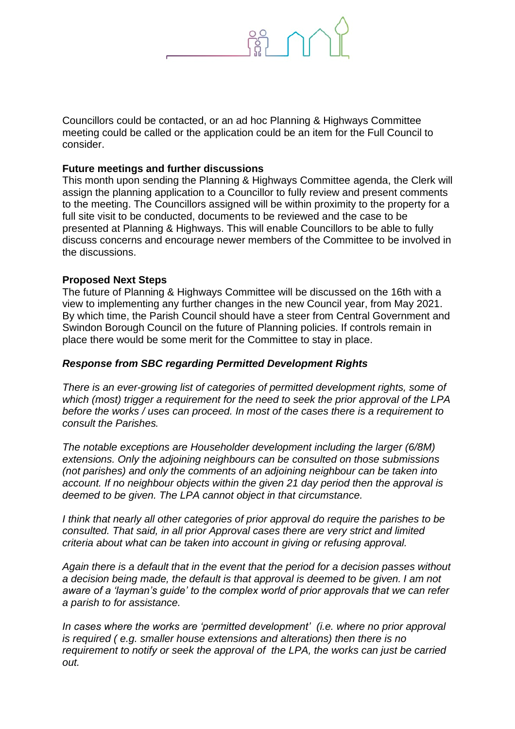Councillors could be contacted, or an ad hoc Planning & Highways Committee meeting could be called or the application could be an item for the Full Council to consider.

**Future meetings and further discussions**

This month upon sending the Planning & Highways Committee agenda, the Clerk will assign the planning application to a Councillor to fully review and present comments to the meeting. The Councillors assigned will be within proximity to the property for a full site visit to be conducted, documents to be reviewed and the case to be presented at Planning & Highways. This will enable Councillors to be able to fully discuss concerns and encourage newer members of the Committee to be involved in the discussions.

**Proposed Next Steps**

The future of Planning & Highways Committee will be discussed on the 16th with a view to implementing any further changes in the new Council year, from May 2021. By which time, the Parish Council should have a steer from Central Government and Swindon Borough Council on the future of Planning policies. If controls remain in place there would be some merit for the Committee to stay in place.

***Response from SBC regarding Permitted Development Rights***

*There is an ever-growing list of categories of permitted development rights, some of which (most) trigger a requirement for the need to seek the prior approval of the LPA before the works / uses can proceed. In most of the cases there is a requirement to consult the Parishes.*

*The notable exceptions are Householder development including the larger (6/8M) extensions. Only the adjoining neighbours can be consulted on those submissions (not parishes) and only the comments of an adjoining neighbour can be taken into account. If no neighbour objects within the given 21 day period then the approval is deemed to be given. The LPA cannot object in that circumstance.*

*I think that nearly all other categories of prior approval do require the parishes to be consulted. That said, in all prior Approval cases there are very strict and limited criteria about what can be taken into account in giving or refusing approval.*

*Again there is a default that in the event that the period for a decision passes without a decision being made, the default is that approval is deemed to be given. I am not aware of a 'layman's guide' to the complex world of prior approvals that we can refer a parish to for assistance.*

*In cases where the works are 'permitted development' (i.e. where no prior approval is required ( e.g. smaller house extensions and alterations) then there is no requirement to notify or seek the approval of the LPA, the works can just be carried out.*